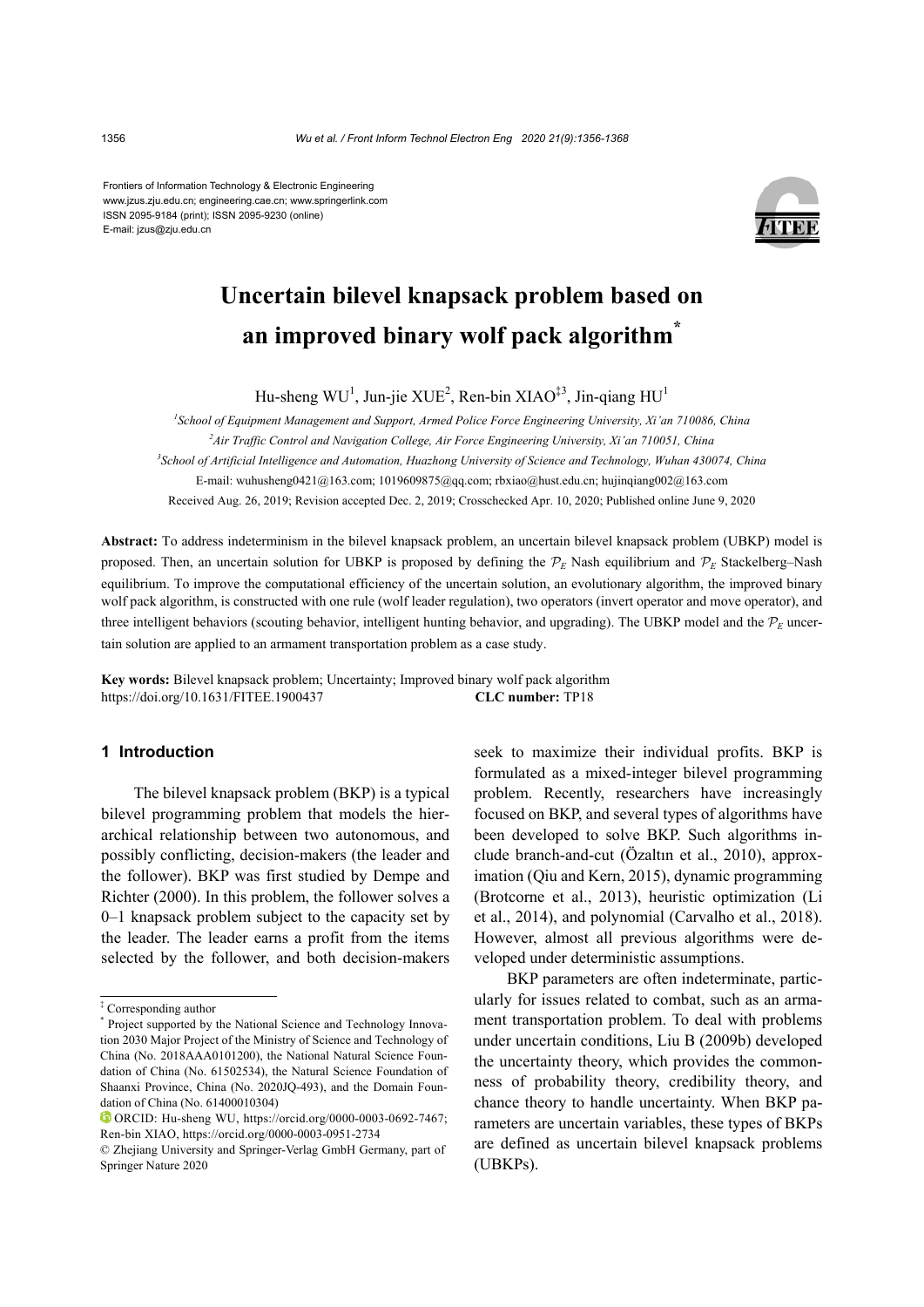Frontiers of Information Technology & Electronic Engineering
www.jzus.zju.edu.cn; engineering.cae.cn; www.springerlink.com
ISSN 2095-9184 (print); ISSN 2095-9230 (online)
E-mail: jzus@zju.edu.cn

# Uncertain bilevel knapsack problem based on an improved binary wolf pack algorithm*

Hu-sheng WU[1], Jun-jie XUE[2], Ren-bin XIAO[‡3], Jin-qiang HU[1]

[1]*School of Equipment Management and Support, Armed Police Force Engineering University, Xi'an 710086, China*
[2]*Air Traffic Control and Navigation College, Air Force Engineering University, Xi'an 710051, China*
[3]*School of Artificial Intelligence and Automation, Huazhong University of Science and Technology, Wuhan 430074, China*
E-mail: wuhusheng0421@163.com; 1019609875@qq.com; rbxiao@hust.edu.cn; hujinqiang002@163.com
Received Aug. 26, 2019; Revision accepted Dec. 2, 2019; Crosschecked Apr. 10, 2020; Published online June 9, 2020

**Abstract:** To address indeterminism in the bilevel knapsack problem, an uncertain bilevel knapsack problem (UBKP) model is proposed. Then, an uncertain solution for UBKP is proposed by defining the $\mathcal{P}_E$ Nash equilibrium and $\mathcal{P}_E$ Stackelberg–Nash equilibrium. To improve the computational efficiency of the uncertain solution, an evolutionary algorithm, the improved binary wolf pack algorithm, is constructed with one rule (wolf leader regulation), two operators (invert operator and move operator), and three intelligent behaviors (scouting behavior, intelligent hunting behavior, and upgrading). The UBKP model and the $\mathcal{P}_E$ uncertain solution are applied to an armament transportation problem as a case study.

**Key words:** Bilevel knapsack problem; Uncertainty; Improved binary wolf pack algorithm
https://doi.org/10.1631/FITEE.1900437 **CLC number:** TP18

## 1 Introduction

The bilevel knapsack problem (BKP) is a typical bilevel programming problem that models the hierarchical relationship between two autonomous, and possibly conflicting, decision-makers (the leader and the follower). BKP was first studied by Dempe and Richter (2000). In this problem, the follower solves a 0–1 knapsack problem subject to the capacity set by the leader. The leader earns a profit from the items selected by the follower, and both decision-makers seek to maximize their individual profits. BKP is formulated as a mixed-integer bilevel programming problem. Recently, researchers have increasingly focused on BKP, and several types of algorithms have been developed to solve BKP. Such algorithms include branch-and-cut (Özaltın et al., 2010), approximation (Qiu and Kern, 2015), dynamic programming (Brotcorne et al., 2013), heuristic optimization (Li et al., 2014), and polynomial (Carvalho et al., 2018). However, almost all previous algorithms were developed under deterministic assumptions.

BKP parameters are often indeterminate, particularly for issues related to combat, such as an armament transportation problem. To deal with problems under uncertain conditions, Liu B (2009b) developed the uncertainty theory, which provides the commonness of probability theory, credibility theory, and chance theory to handle uncertainty. When BKP parameters are uncertain variables, these types of BKPs are defined as uncertain bilevel knapsack problems (UBKPs).

---

‡ Corresponding author

\* Project supported by the National Science and Technology Innovation 2030 Major Project of the Ministry of Science and Technology of China (No. 2018AAA0101200), the National Natural Science Foundation of China (No. 61502534), the Natural Science Foundation of Shaanxi Province, China (No. 2020JQ-493), and the Domain Foundation of China (No. 61400010304)

ORCID: Hu-sheng WU, https://orcid.org/0000-0003-0692-7467; Ren-bin XIAO, https://orcid.org/0000-0003-0951-2734

© Zhejiang University and Springer-Verlag GmbH Germany, part of Springer Nature 2020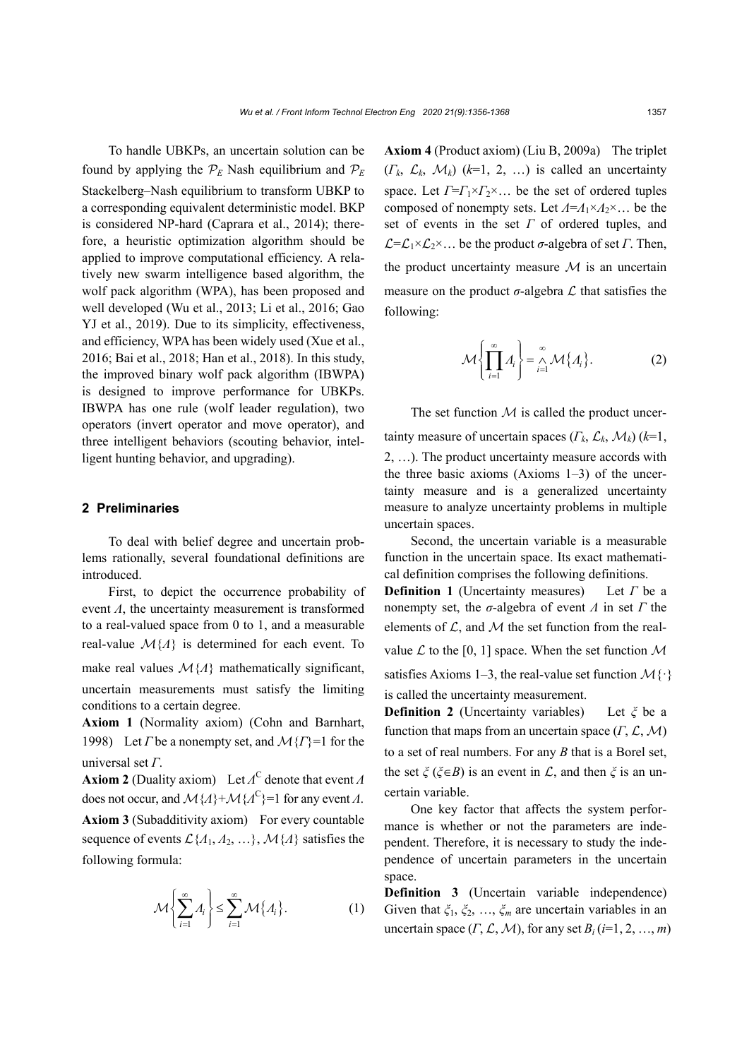To handle UBKPs, an uncertain solution can be found by applying the $\mathcal{P}_E$ Nash equilibrium and $\mathcal{P}_E$ Stackelberg–Nash equilibrium to transform UBKP to a corresponding equivalent deterministic model. BKP is considered NP-hard (Caprara et al., 2014); therefore, a heuristic optimization algorithm should be applied to improve computational efficiency. A relatively new swarm intelligence based algorithm, the wolf pack algorithm (WPA), has been proposed and well developed (Wu et al., 2013; Li et al., 2016; Gao YJ et al., 2019). Due to its simplicity, effectiveness, and efficiency, WPA has been widely used (Xue et al., 2016; Bai et al., 2018; Han et al., 2018). In this study, the improved binary wolf pack algorithm (IBWPA) is designed to improve performance for UBKPs. IBWPA has one rule (wolf leader regulation), two operators (invert operator and move operator), and three intelligent behaviors (scouting behavior, intelligent hunting behavior, and upgrading).

## 2 Preliminaries

To deal with belief degree and uncertain problems rationally, several foundational definitions are introduced.

First, to depict the occurrence probability of event $\Lambda$, the uncertainty measurement is transformed to a real-valued space from 0 to 1, and a measurable real-value $\mathcal{M}\{\Lambda\}$ is determined for each event. To make real values $\mathcal{M}\{\Lambda\}$ mathematically significant, uncertain measurements must satisfy the limiting conditions to a certain degree.

**Axiom 1** (Normality axiom) (Cohn and Barnhart, 1998) Let $\Gamma$ be a nonempty set, and $\mathcal{M}\{\Gamma\}$=1 for the universal set $\Gamma$.

**Axiom 2** (Duality axiom) Let $\Lambda^{\mathrm{C}}$ denote that event $\Lambda$ does not occur, and $\mathcal{M}\{\Lambda\}+\mathcal{M}\{\Lambda^{\mathrm{C}}\}=1$ for any event $\Lambda$.

**Axiom 3** (Subadditivity axiom) For every countable sequence of events $\mathcal{L}\{\Lambda_1, \Lambda_2, \ldots\}$, $\mathcal{M}\{\Lambda\}$ satisfies the following formula:

$$\mathcal{M}\left\{\sum_{i=1}^{\infty} \Lambda_i\right\} \le \sum_{i=1}^{\infty} \mathcal{M}\left\{\Lambda_i\right\}. \tag{1}$$

**Axiom 4** (Product axiom) (Liu B, 2009a) The triplet $(\Gamma_k, \mathcal{L}_k, \mathcal{M}_k)$ ($k$=1, 2, …) is called an uncertainty space. Let $\Gamma=\Gamma_1\times\Gamma_2\times\ldots$ be the set of ordered tuples composed of nonempty sets. Let $\Lambda=\Lambda_1\times\Lambda_2\times\ldots$ be the set of events in the set $\Gamma$ of ordered tuples, and $\mathcal{L}=\mathcal{L}_1\times\mathcal{L}_2\times\ldots$ be the product $\sigma$-algebra of set $\Gamma$. Then, the product uncertainty measure $\mathcal{M}$ is an uncertain measure on the product $\sigma$-algebra $\mathcal{L}$ that satisfies the following:

$$\mathcal{M}\left\{\prod_{i=1}^{\infty} \Lambda_i\right\} = \bigwedge_{i=1}^{\infty} \mathcal{M}\left\{\Lambda_i\right\}. \tag{2}$$

The set function $\mathcal{M}$ is called the product uncertainty measure of uncertain spaces $(\Gamma_k, \mathcal{L}_k, \mathcal{M}_k)$ ($k$=1, 2, …). The product uncertainty measure accords with the three basic axioms (Axioms 1–3) of the uncertainty measure and is a generalized uncertainty measure to analyze uncertainty problems in multiple uncertain spaces.

Second, the uncertain variable is a measurable function in the uncertain space. Its exact mathematical definition comprises the following definitions.

**Definition 1** (Uncertainty measures) Let $\Gamma$ be a nonempty set, the $\sigma$-algebra of event $\Lambda$ in set $\Gamma$ the elements of $\mathcal{L}$, and $\mathcal{M}$ the set function from the real-value $\mathcal{L}$ to the [0, 1] space. When the set function $\mathcal{M}$ satisfies Axioms 1–3, the real-value set function $\mathcal{M}\{\cdot\}$ is called the uncertainty measurement.

**Definition 2** (Uncertainty variables) Let $\xi$ be a function that maps from an uncertain space $(\Gamma, \mathcal{L}, \mathcal{M})$ to a set of real numbers. For any $B$ that is a Borel set, the set $\xi$ ($\xi\in B$) is an event in $\mathcal{L}$, and then $\xi$ is an uncertain variable.

One key factor that affects the system performance is whether or not the parameters are independent. Therefore, it is necessary to study the independence of uncertain parameters in the uncertain space.

**Definition 3** (Uncertain variable independence) Given that $\xi_1, \xi_2, \ldots, \xi_m$ are uncertain variables in an uncertain space $(\Gamma, \mathcal{L}, \mathcal{M})$, for any set $B_i$ ($i$=1, 2, …, $m$)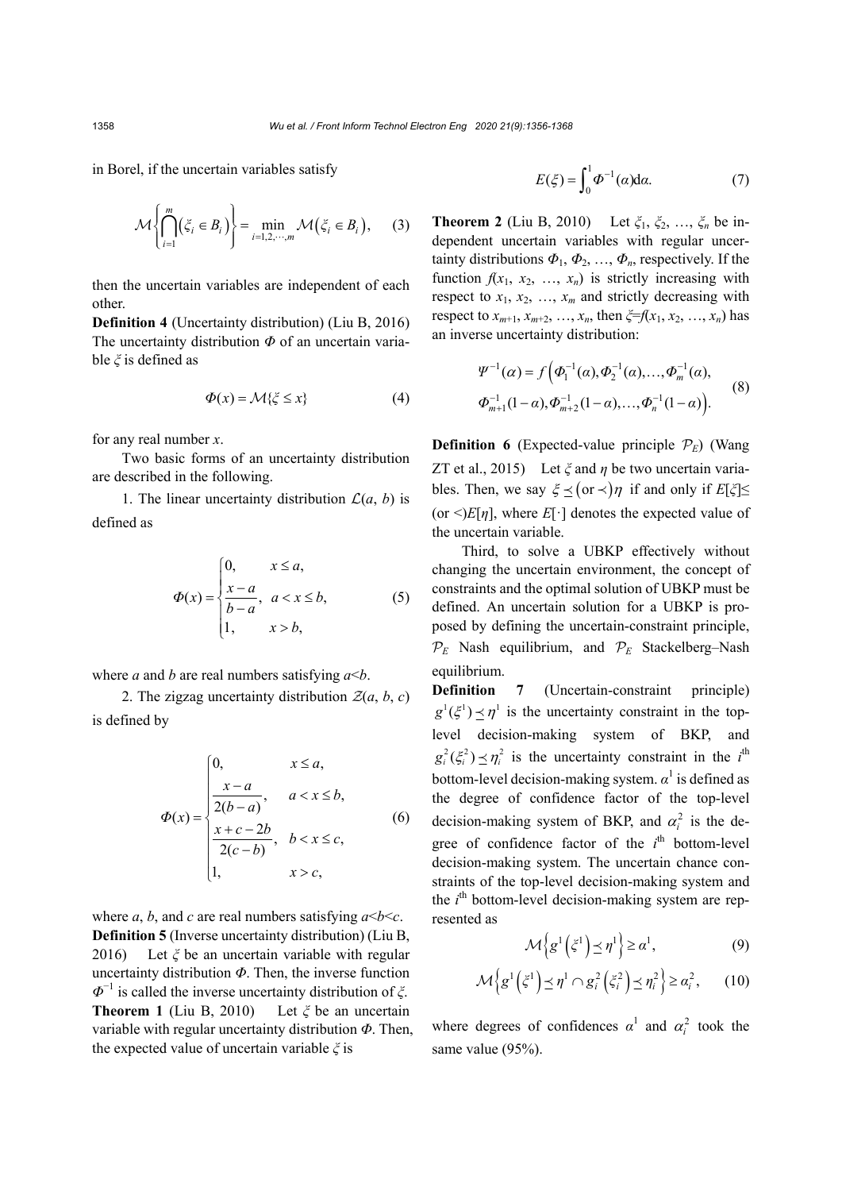in Borel, if the uncertain variables satisfy

$$\mathcal{M}\left\{\bigcap_{i=1}^{m}\left(\xi_i \in B_i\right)\right\} = \min_{i=1,2,\cdots,m} \mathcal{M}\left(\xi_i \in B_i\right), \quad (3)$$

then the uncertain variables are independent of each other.

**Definition 4** (Uncertainty distribution) (Liu B, 2016) The uncertainty distribution $\Phi$ of an uncertain variable $\xi$ is defined as

$$\Phi(x) = \mathcal{M}\{\xi \leq x\} \quad (4)$$

for any real number $x$.

Two basic forms of an uncertainty distribution are described in the following.

1. The linear uncertainty distribution $\mathcal{L}(a, b)$ is defined as

$$\Phi(x) = \begin{cases} 0, & x \leq a, \\ \dfrac{x-a}{b-a}, & a < x \leq b, \\ 1, & x > b, \end{cases} \quad (5)$$

where $a$ and $b$ are real numbers satisfying $a<b$.

2. The zigzag uncertainty distribution $\mathcal{Z}(a, b, c)$ is defined by

$$\Phi(x) = \begin{cases} 0, & x \leq a, \\ \dfrac{x-a}{2(b-a)}, & a < x \leq b, \\ \dfrac{x+c-2b}{2(c-b)}, & b < x \leq c, \\ 1, & x > c, \end{cases} \quad (6)$$

where $a$, $b$, and $c$ are real numbers satisfying $a<b<c$.

**Definition 5** (Inverse uncertainty distribution) (Liu B, 2016) Let $\xi$ be an uncertain variable with regular uncertainty distribution $\Phi$. Then, the inverse function $\Phi^{-1}$ is called the inverse uncertainty distribution of $\xi$.

**Theorem 1** (Liu B, 2010) Let $\xi$ be an uncertain variable with regular uncertainty distribution $\Phi$. Then, the expected value of uncertain variable $\xi$ is

$$E(\xi) = \int_0^1 \Phi^{-1}(\alpha)\mathrm{d}\alpha. \quad (7)$$

**Theorem 2** (Liu B, 2010) Let $\xi_1, \xi_2, \ldots, \xi_n$ be independent uncertain variables with regular uncertainty distributions $\Phi_1, \Phi_2, \ldots, \Phi_n$, respectively. If the function $f(x_1, x_2, \ldots, x_n)$ is strictly increasing with respect to $x_1, x_2, \ldots, x_m$ and strictly decreasing with respect to $x_{m+1}, x_{m+2}, \ldots, x_n$, then $\xi=f(x_1, x_2, \ldots, x_n)$ has an inverse uncertainty distribution:

$$\begin{aligned} \Psi^{-1}(\alpha) = f\Big(&\Phi_1^{-1}(\alpha), \Phi_2^{-1}(\alpha), \ldots, \Phi_m^{-1}(\alpha), \\ &\Phi_{m+1}^{-1}(1-\alpha), \Phi_{m+2}^{-1}(1-\alpha), \ldots, \Phi_n^{-1}(1-\alpha)\Big). \end{aligned} \quad (8)$$

**Definition 6** (Expected-value principle $\mathcal{P}_E$) (Wang ZT et al., 2015) Let $\xi$ and $\eta$ be two uncertain variables. Then, we say $\xi \preceq (\text{or} \prec) \eta$ if and only if $E[\xi] \leq$ (or $<$) $E[\eta]$, where $E[\cdot]$ denotes the expected value of the uncertain variable.

Third, to solve a UBKP effectively without changing the uncertain environment, the concept of constraints and the optimal solution of UBKP must be defined. An uncertain solution for a UBKP is proposed by defining the uncertain-constraint principle, $\mathcal{P}_E$ Nash equilibrium, and $\mathcal{P}_E$ Stackelberg–Nash equilibrium.

**Definition 7** (Uncertain-constraint principle) $g^1(\xi^1) \preceq \eta^1$ is the uncertainty constraint in the top-level decision-making system of BKP, and $g_i^2(\xi_i^2) \preceq \eta_i^2$ is the uncertainty constraint in the $i^{\text{th}}$ bottom-level decision-making system. $\alpha^1$ is defined as the degree of confidence factor of the top-level decision-making system of BKP, and $\alpha_i^2$ is the degree of confidence factor of the $i^{\text{th}}$ bottom-level decision-making system. The uncertain chance constraints of the top-level decision-making system and the $i^{\text{th}}$ bottom-level decision-making system are represented as

$$\mathcal{M}\left\{g^1\left(\xi^1\right) \preceq \eta^1\right\} \geq \alpha^1, \quad (9)$$

$$\mathcal{M}\left\{g^1\left(\xi^1\right) \preceq \eta^1 \cap g_i^2\left(\xi_i^2\right) \preceq \eta_i^2\right\} \geq \alpha_i^2, \quad (10)$$

where degrees of confidences $\alpha^1$ and $\alpha_i^2$ took the same value (95%).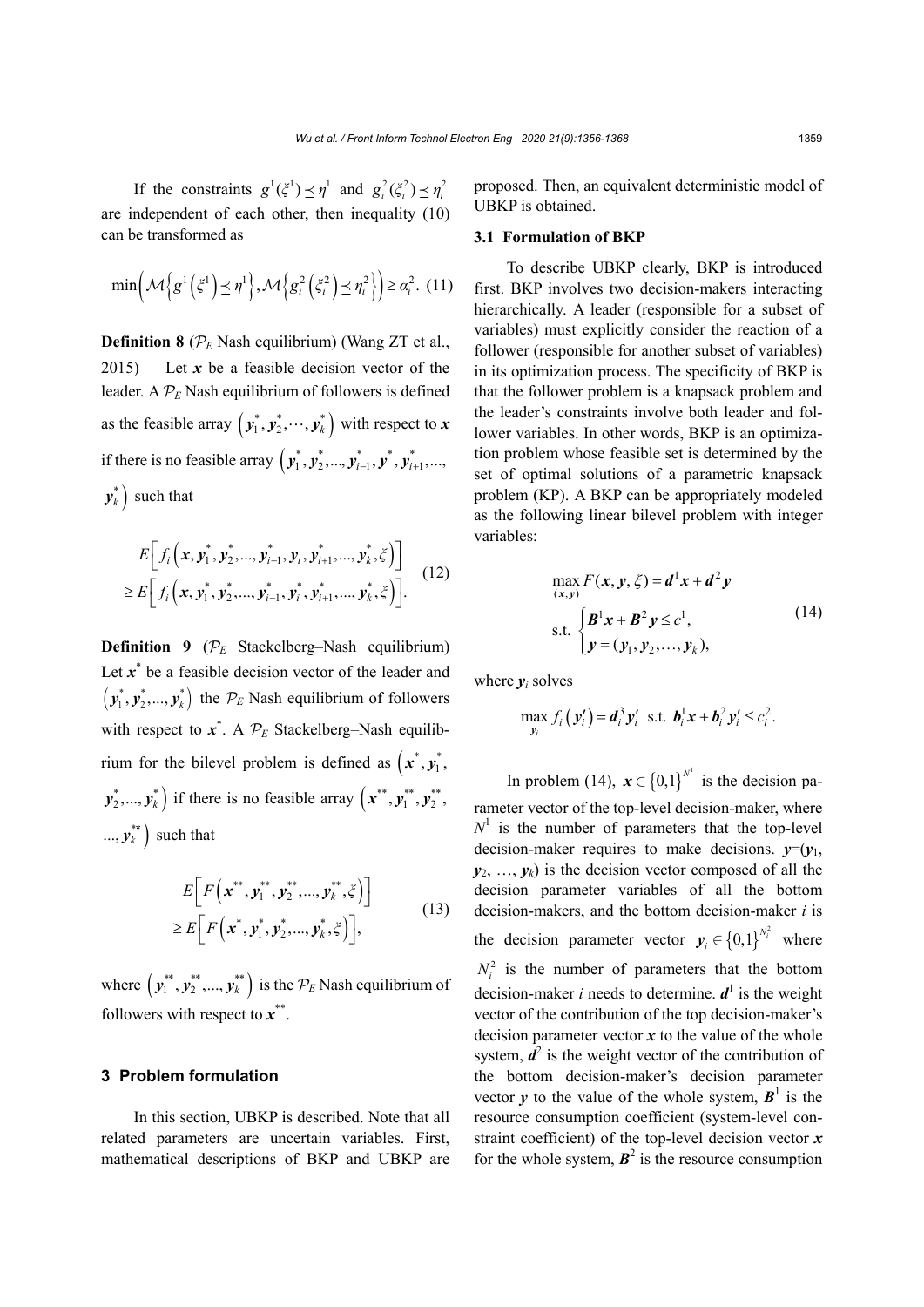If the constraints $g^1(\xi^1) \preceq \eta^1$ and $g_i^2(\xi_i^2) \preceq \eta_i^2$ are independent of each other, then inequality (10) can be transformed as

$$\min\left(\mathcal{M}\left\{g^1\left(\xi^1\right) \preceq \eta^1\right\}, \mathcal{M}\left\{g_i^2\left(\xi_i^2\right) \preceq \eta_i^2\right\}\right) \geq \alpha_i^2. \quad (11)$$

**Definition 8** ($\mathcal{P}_E$ Nash equilibrium) (Wang ZT et al., 2015) Let $\boldsymbol{x}$ be a feasible decision vector of the leader. A $\mathcal{P}_E$ Nash equilibrium of followers is defined as the feasible array $\left(\boldsymbol{y}_1^*, \boldsymbol{y}_2^*, \cdots, \boldsymbol{y}_k^*\right)$ with respect to $\boldsymbol{x}$ if there is no feasible array $\left(\boldsymbol{y}_1^*, \boldsymbol{y}_2^*, ..., \boldsymbol{y}_{i-1}^*, \boldsymbol{y}^*, \boldsymbol{y}_{i+1}^*, ..., \boldsymbol{y}_k^*\right)$ such that

$$\begin{aligned} &E\left[f_i\left(\boldsymbol{x}, \boldsymbol{y}_1^*, \boldsymbol{y}_2^*, ..., \boldsymbol{y}_{i-1}^*, \boldsymbol{y}_i, \boldsymbol{y}_{i+1}^*, ..., \boldsymbol{y}_k^*, \xi\right)\right] \\ &\geq E\left[f_i\left(\boldsymbol{x}, \boldsymbol{y}_1^*, \boldsymbol{y}_2^*, ..., \boldsymbol{y}_{i-1}^*, \boldsymbol{y}_i^*, \boldsymbol{y}_{i+1}^*, ..., \boldsymbol{y}_k^*, \xi\right)\right]. \end{aligned} \quad (12)$$

**Definition 9** ($\mathcal{P}_E$ Stackelberg–Nash equilibrium) Let $\boldsymbol{x}^*$ be a feasible decision vector of the leader and $\left(\boldsymbol{y}_1^*, \boldsymbol{y}_2^*, ..., \boldsymbol{y}_k^*\right)$ the $\mathcal{P}_E$ Nash equilibrium of followers with respect to $\boldsymbol{x}^*$. A $\mathcal{P}_E$ Stackelberg–Nash equilibrium for the bilevel problem is defined as $\left(\boldsymbol{x}^*, \boldsymbol{y}_1^*, \boldsymbol{y}_2^*, ..., \boldsymbol{y}_k^*\right)$ if there is no feasible array $\left(\boldsymbol{x}^{**}, \boldsymbol{y}_1^{**}, \boldsymbol{y}_2^{**}, ..., \boldsymbol{y}_k^{**}\right)$ such that

$$\begin{aligned} &E\left[F\left(\boldsymbol{x}^{**}, \boldsymbol{y}_1^{**}, \boldsymbol{y}_2^{**}, ..., \boldsymbol{y}_k^{**}, \xi\right)\right] \\ &\geq E\left[F\left(\boldsymbol{x}^*, \boldsymbol{y}_1^*, \boldsymbol{y}_2^*, ..., \boldsymbol{y}_k^*, \xi\right)\right], \end{aligned} \quad (13)$$

where $\left(\boldsymbol{y}_1^{**}, \boldsymbol{y}_2^{**}, ..., \boldsymbol{y}_k^{**}\right)$ is the $\mathcal{P}_E$ Nash equilibrium of followers with respect to $\boldsymbol{x}^{**}$.

## 3 Problem formulation

In this section, UBKP is described. Note that all related parameters are uncertain variables. First, mathematical descriptions of BKP and UBKP are proposed. Then, an equivalent deterministic model of UBKP is obtained.

### 3.1 Formulation of BKP

To describe UBKP clearly, BKP is introduced first. BKP involves two decision-makers interacting hierarchically. A leader (responsible for a subset of variables) must explicitly consider the reaction of a follower (responsible for another subset of variables) in its optimization process. The specificity of BKP is that the follower problem is a knapsack problem and the leader's constraints involve both leader and follower variables. In other words, BKP is an optimization problem whose feasible set is determined by the set of optimal solutions of a parametric knapsack problem (KP). A BKP can be appropriately modeled as the following linear bilevel problem with integer variables:

$$\begin{aligned} &\max_{(\boldsymbol{x}, \boldsymbol{y})} F(\boldsymbol{x}, \boldsymbol{y}, \xi) = \boldsymbol{d}^1 \boldsymbol{x} + \boldsymbol{d}^2 \boldsymbol{y} \\ &\text{s.t. } \begin{cases} \boldsymbol{B}^1 \boldsymbol{x} + \boldsymbol{B}^2 \boldsymbol{y} \leq c^1, \\ \boldsymbol{y} = (\boldsymbol{y}_1, \boldsymbol{y}_2, \ldots, \boldsymbol{y}_k), \end{cases} \end{aligned} \quad (14)$$

where $\boldsymbol{y}_i$ solves

$$\max_{\boldsymbol{y}_i} f_i\left(\boldsymbol{y}_i'\right) = \boldsymbol{d}_i^3 \boldsymbol{y}_i' \;\text{ s.t. } \boldsymbol{b}_i^1 \boldsymbol{x} + \boldsymbol{b}_i^2 \boldsymbol{y}_i' \leq c_i^2.$$

In problem (14), $\boldsymbol{x} \in \{0,1\}^{N^1}$ is the decision parameter vector of the top-level decision-maker, where $N^1$ is the number of parameters that the top-level decision-maker requires to make decisions. $\boldsymbol{y}$=($\boldsymbol{y}_1$, $\boldsymbol{y}_2$, …, $\boldsymbol{y}_k$) is the decision vector composed of all the decision parameter variables of all the bottom decision-makers, and the bottom decision-maker $i$ is the decision parameter vector $\boldsymbol{y}_i \in \{0,1\}^{N_i^2}$ where $N_i^2$ is the number of parameters that the bottom decision-maker $i$ needs to determine. $\boldsymbol{d}^1$ is the weight vector of the contribution of the top decision-maker's decision parameter vector $\boldsymbol{x}$ to the value of the whole system, $\boldsymbol{d}^2$ is the weight vector of the contribution of the bottom decision-maker's decision parameter vector $\boldsymbol{y}$ to the value of the whole system, $\boldsymbol{B}^1$ is the resource consumption coefficient (system-level constraint coefficient) of the top-level decision vector $\boldsymbol{x}$ for the whole system, $\boldsymbol{B}^2$ is the resource consumption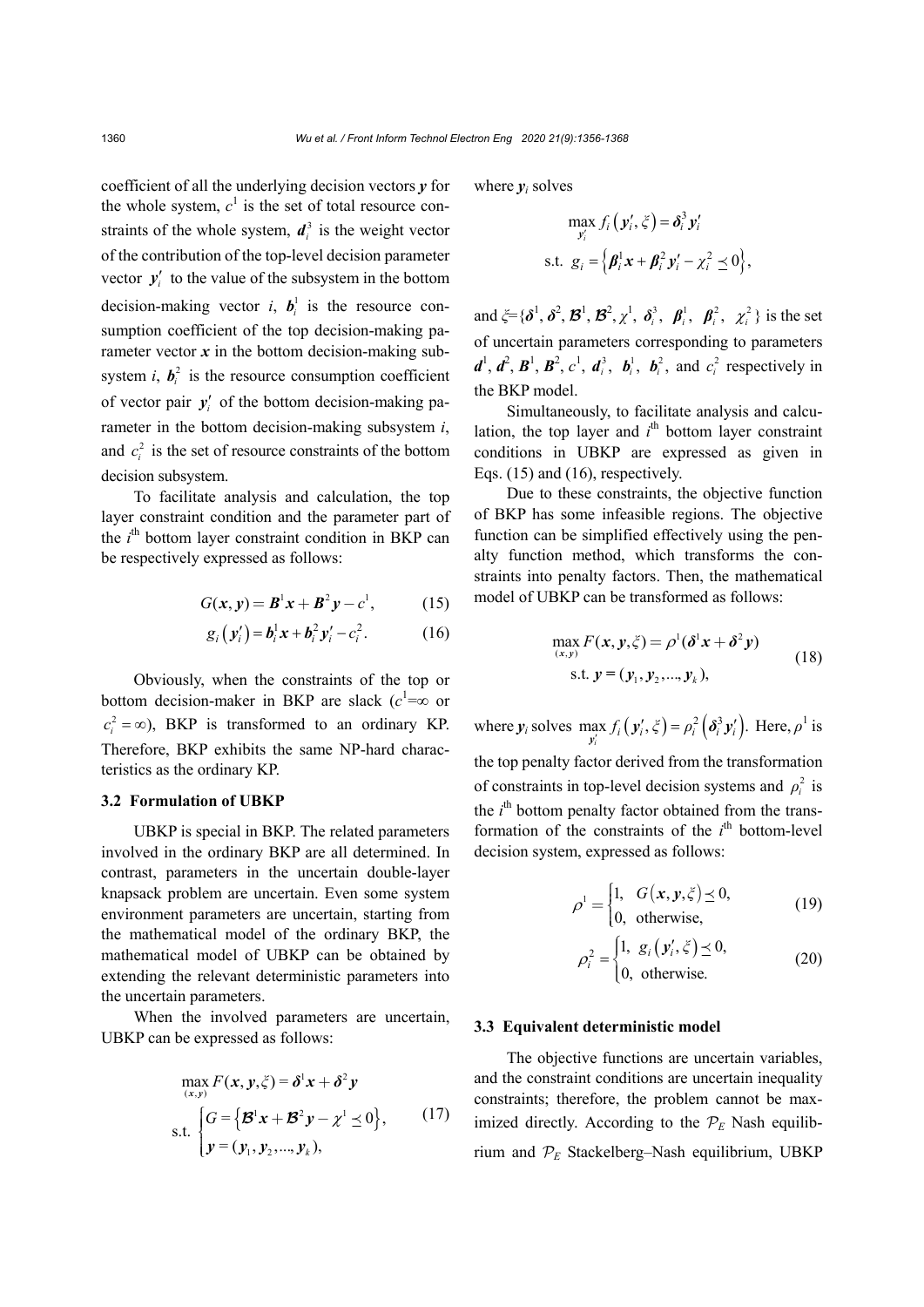coefficient of all the underlying decision vectors $\boldsymbol{y}$ for the whole system, $c^1$ is the set of total resource constraints of the whole system, $\boldsymbol{d}_i^3$ is the weight vector of the contribution of the top-level decision parameter vector $\boldsymbol{y}_i'$ to the value of the subsystem in the bottom decision-making vector $i$, $\boldsymbol{b}_i^1$ is the resource consumption coefficient of the top decision-making parameter vector $\boldsymbol{x}$ in the bottom decision-making subsystem $i$, $\boldsymbol{b}_i^2$ is the resource consumption coefficient of vector pair $\boldsymbol{y}_i'$ of the bottom decision-making parameter in the bottom decision-making subsystem $i$, and $c_i^2$ is the set of resource constraints of the bottom decision subsystem.

To facilitate analysis and calculation, the top layer constraint condition and the parameter part of the $i^{\text{th}}$ bottom layer constraint condition in BKP can be respectively expressed as follows:

$$G(\boldsymbol{x},\boldsymbol{y}) = \boldsymbol{B}^1\boldsymbol{x} + \boldsymbol{B}^2\boldsymbol{y} - c^1, \tag{15}$$

$$g_i\left(\boldsymbol{y}_i'\right) = \boldsymbol{b}_i^1\boldsymbol{x} + \boldsymbol{b}_i^2\boldsymbol{y}_i' - c_i^2. \tag{16}$$

Obviously, when the constraints of the top or bottom decision-maker in BKP are slack ($c^1=\infty$ or $c_i^2=\infty$), BKP is transformed to an ordinary KP. Therefore, BKP exhibits the same NP-hard characteristics as the ordinary KP.

### 3.2 Formulation of UBKP

UBKP is special in BKP. The related parameters involved in the ordinary BKP are all determined. In contrast, parameters in the uncertain double-layer knapsack problem are uncertain. Even some system environment parameters are uncertain, starting from the mathematical model of the ordinary BKP, the mathematical model of UBKP can be obtained by extending the relevant deterministic parameters into the uncertain parameters.

When the involved parameters are uncertain, UBKP can be expressed as follows:

$$\begin{aligned}
&\max_{(\boldsymbol{x},\boldsymbol{y})} F(\boldsymbol{x},\boldsymbol{y},\xi) = \boldsymbol{\delta}^1\boldsymbol{x} + \boldsymbol{\delta}^2\boldsymbol{y} \\
&\text{s.t. } \begin{cases} G = \left\{\boldsymbol{\mathcal{B}}^1\boldsymbol{x} + \boldsymbol{\mathcal{B}}^2\boldsymbol{y} - \chi^1 \preceq 0\right\}, \\ \boldsymbol{y} = (\boldsymbol{y}_1, \boldsymbol{y}_2, \ldots, \boldsymbol{y}_k), \end{cases}
\end{aligned} \tag{17}$$

where $\boldsymbol{y}_i$ solves

$$\begin{aligned}
&\max_{\boldsymbol{y}_i'} f_i\left(\boldsymbol{y}_i', \xi\right) = \boldsymbol{\delta}_i^3\boldsymbol{y}_i' \\
&\text{s.t. } g_i = \left\{\boldsymbol{\beta}_i^1\boldsymbol{x} + \boldsymbol{\beta}_i^2\boldsymbol{y}_i' - \chi_i^2 \preceq 0\right\},
\end{aligned}$$

and $\xi=\{\boldsymbol{\delta}^1, \boldsymbol{\delta}^2, \boldsymbol{\mathcal{B}}^1, \boldsymbol{\mathcal{B}}^2, \chi^1, \boldsymbol{\delta}_i^3, \boldsymbol{\beta}_i^1, \boldsymbol{\beta}_i^2, \chi_i^2\}$ is the set of uncertain parameters corresponding to parameters $\boldsymbol{d}^1, \boldsymbol{d}^2, \boldsymbol{B}^1, \boldsymbol{B}^2, c^1, \boldsymbol{d}_i^3, \boldsymbol{b}_i^1, \boldsymbol{b}_i^2$, and $c_i^2$ respectively in the BKP model.

Simultaneously, to facilitate analysis and calculation, the top layer and $i^{\text{th}}$ bottom layer constraint conditions in UBKP are expressed as given in Eqs. (15) and (16), respectively.

Due to these constraints, the objective function of BKP has some infeasible regions. The objective function can be simplified effectively using the penalty function method, which transforms the constraints into penalty factors. Then, the mathematical model of UBKP can be transformed as follows:

$$\begin{aligned}
&\max_{(\boldsymbol{x},\boldsymbol{y})} F(\boldsymbol{x},\boldsymbol{y},\xi) = \rho^1(\boldsymbol{\delta}^1\boldsymbol{x} + \boldsymbol{\delta}^2\boldsymbol{y}) \\
&\text{s.t. } \boldsymbol{y} = (\boldsymbol{y}_1, \boldsymbol{y}_2, \ldots, \boldsymbol{y}_k),
\end{aligned} \tag{18}$$

where $\boldsymbol{y}_i$ solves $\max\limits_{\boldsymbol{y}_i'} f_i\left(\boldsymbol{y}_i', \xi\right) = \rho_i^2\left(\boldsymbol{\delta}_i^3\boldsymbol{y}_i'\right)$. Here, $\rho^1$ is the top penalty factor derived from the transformation of constraints in top-level decision systems and $\rho_i^2$ is the $i^{\text{th}}$ bottom penalty factor obtained from the transformation of the constraints of the $i^{\text{th}}$ bottom-level decision system, expressed as follows:

$$\rho^1 = \begin{cases} 1, & G\left(\boldsymbol{x},\boldsymbol{y},\xi\right) \preceq 0, \\ 0, & \text{otherwise,} \end{cases} \tag{19}$$

$$\rho_i^2 = \begin{cases} 1, & g_i\left(\boldsymbol{y}_i', \xi\right) \preceq 0, \\ 0, & \text{otherwise.} \end{cases} \tag{20}$$

### 3.3 Equivalent deterministic model

The objective functions are uncertain variables, and the constraint conditions are uncertain inequality constraints; therefore, the problem cannot be maximized directly. According to the $\mathcal{P}_E$ Nash equilibrium and $\mathcal{P}_E$ Stackelberg–Nash equilibrium, UBKP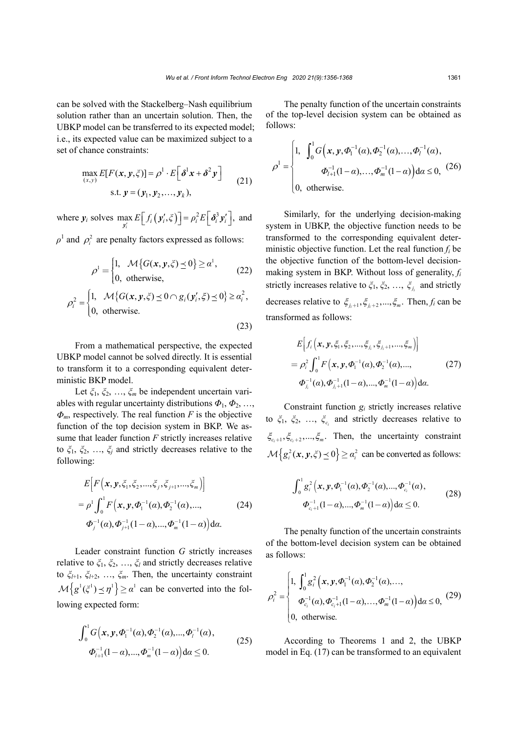can be solved with the Stackelberg–Nash equilibrium solution rather than an uncertain solution. Then, the UBKP model can be transferred to its expected model; i.e., its expected value can be maximized subject to a set of chance constraints:

$$\max_{(x,y)} E[F(\boldsymbol{x},\boldsymbol{y},\xi)] = \rho^1 \cdot E\left[\boldsymbol{\delta}^1 \boldsymbol{x} + \boldsymbol{\delta}^2 \boldsymbol{y}\right] \quad \text{s.t. } \boldsymbol{y} = (\boldsymbol{y}_1, \boldsymbol{y}_2, \ldots, \boldsymbol{y}_k), \tag{21}$$

where $\boldsymbol{y}_i$ solves $\max_{\boldsymbol{y}_i'} E\left[f_i\left(\boldsymbol{y}_i', \xi\right)\right] = \rho_i^2 E\left[\boldsymbol{\delta}_i^3 \boldsymbol{y}_i'\right]$, and $\rho^1$ and $\rho_i^2$ are penalty factors expressed as follows:

$$\rho^1 = \begin{cases} 1, & \mathcal{M}\{G(\boldsymbol{x},\boldsymbol{y},\xi) \preceq 0\} \geq \alpha^1, \\ 0, & \text{otherwise,} \end{cases} \tag{22}$$

$$\rho_i^2 = \begin{cases} 1, & \mathcal{M}\{G(\boldsymbol{x},\boldsymbol{y},\xi) \preceq 0 \cap g_i(\boldsymbol{y}_i', \xi) \preceq 0\} \geq \alpha_i^2, \\ 0, & \text{otherwise.} \end{cases} \tag{23}$$

From a mathematical perspective, the expected UBKP model cannot be solved directly. It is essential to transform it to a corresponding equivalent deterministic BKP model.

Let $\xi_1, \xi_2, \ldots, \xi_m$ be independent uncertain variables with regular uncertainty distributions $\Phi_1, \Phi_2, \ldots, \Phi_m$, respectively. The real function $F$ is the objective function of the top decision system in BKP. We assume that leader function $F$ strictly increases relative to $\xi_1, \xi_2, \ldots, \xi_j$ and strictly decreases relative to the following:

$$\begin{aligned} & E\left[F\left(\boldsymbol{x},\boldsymbol{y},\xi_1,\xi_2,\ldots,\xi_j,\xi_{j+1},\ldots,\xi_m\right)\right] \\ & = \rho^1 \int_0^1 F\left(\boldsymbol{x},\boldsymbol{y},\Phi_1^{-1}(\alpha),\Phi_2^{-1}(\alpha),\ldots,\right. \\ & \quad \left.\Phi_j^{-1}(\alpha),\Phi_{j+1}^{-1}(1-\alpha),\ldots,\Phi_m^{-1}(1-\alpha)\right)\mathrm{d}\alpha. \end{aligned} \tag{24}$$

Leader constraint function $G$ strictly increases relative to $\xi_1, \xi_2, \ldots, \xi_l$ and strictly decreases relative to $\xi_{l+1}, \xi_{l+2}, \ldots, \xi_m$. Then, the uncertainty constraint $\mathcal{M}\left\{g^1(\xi^1) \preceq \eta^1\right\} \geq \alpha^1$ can be converted into the following expected form:

$$\begin{aligned} & \int_0^1 G\left(\boldsymbol{x},\boldsymbol{y},\Phi_1^{-1}(\alpha),\Phi_2^{-1}(\alpha),\ldots,\Phi_l^{-1}(\alpha),\right. \\ & \quad \left.\Phi_{l+1}^{-1}(1-\alpha),\ldots,\Phi_m^{-1}(1-\alpha)\right)\mathrm{d}\alpha \leq 0. \end{aligned} \tag{25}$$

The penalty function of the uncertain constraints of the top-level decision system can be obtained as follows:

$$\rho^1 = \begin{cases} 1, & \int_0^1 G\left(\boldsymbol{x},\boldsymbol{y},\Phi_1^{-1}(\alpha),\Phi_2^{-1}(\alpha),\ldots,\Phi_l^{-1}(\alpha),\right. \\ & \quad \left.\Phi_{l+1}^{-1}(1-\alpha),\ldots,\Phi_m^{-1}(1-\alpha)\right)\mathrm{d}\alpha \leq 0, \\ 0, & \text{otherwise.} \end{cases} \tag{26}$$

Similarly, for the underlying decision-making system in UBKP, the objective function needs to be transformed to the corresponding equivalent deterministic objective function. Let the real function $f_i$ be the objective function of the bottom-level decision-making system in BKP. Without loss of generality, $f_i$ strictly increases relative to $\xi_1, \xi_2, \ldots, \xi_{j_i}$ and strictly decreases relative to $\xi_{j_i+1}, \xi_{j_i+2}, \ldots, \xi_m$. Then, $f_i$ can be transformed as follows:

$$\begin{aligned} & E\left[f_i\left(\boldsymbol{x},\boldsymbol{y},\xi_1,\xi_2,\ldots,\xi_{j_i},\xi_{j_i+1},\ldots,\xi_m\right)\right] \\ & = \rho_i^2 \int_0^1 F\left(\boldsymbol{x},\boldsymbol{y},\Phi_1^{-1}(\alpha),\Phi_2^{-1}(\alpha),\ldots,\right. \\ & \quad \left.\Phi_{j_i}^{-1}(\alpha),\Phi_{j_i+1}^{-1}(1-\alpha),\ldots,\Phi_m^{-1}(1-\alpha)\right)\mathrm{d}\alpha. \end{aligned} \tag{27}$$

Constraint function $g_i$ strictly increases relative to $\xi_1, \xi_2, \ldots, \xi_{c_i}$ and strictly decreases relative to $\xi_{c_i+1}, \xi_{c_i+2}, \ldots, \xi_m$. Then, the uncertainty constraint $\mathcal{M}\left\{g_i^2(\boldsymbol{x},\boldsymbol{y},\xi) \preceq 0\right\} \geq \alpha_i^2$ can be converted as follows:

$$\begin{aligned} & \int_0^1 g_i^2\left(\boldsymbol{x},\boldsymbol{y},\Phi_1^{-1}(\alpha),\Phi_2^{-1}(\alpha),\ldots,\Phi_{c_i}^{-1}(\alpha),\right. \\ & \quad \left.\Phi_{c_i+1}^{-1}(1-\alpha),\ldots,\Phi_m^{-1}(1-\alpha)\right)\mathrm{d}\alpha \leq 0. \end{aligned} \tag{28}$$

The penalty function of the uncertain constraints of the bottom-level decision system can be obtained as follows:

$$\rho_i^2 = \begin{cases} 1, & \int_0^1 g_i^2\left(\boldsymbol{x},\boldsymbol{y},\Phi_1^{-1}(\alpha),\Phi_2^{-1}(\alpha),\ldots,\right. \\ & \quad \left.\Phi_{c_i}^{-1}(\alpha),\Phi_{c_i+1}^{-1}(1-\alpha),\ldots,\Phi_m^{-1}(1-\alpha)\right)\mathrm{d}\alpha \leq 0, \\ 0, & \text{otherwise.} \end{cases} \tag{29}$$

According to Theorems 1 and 2, the UBKP model in Eq. (17) can be transformed to an equivalent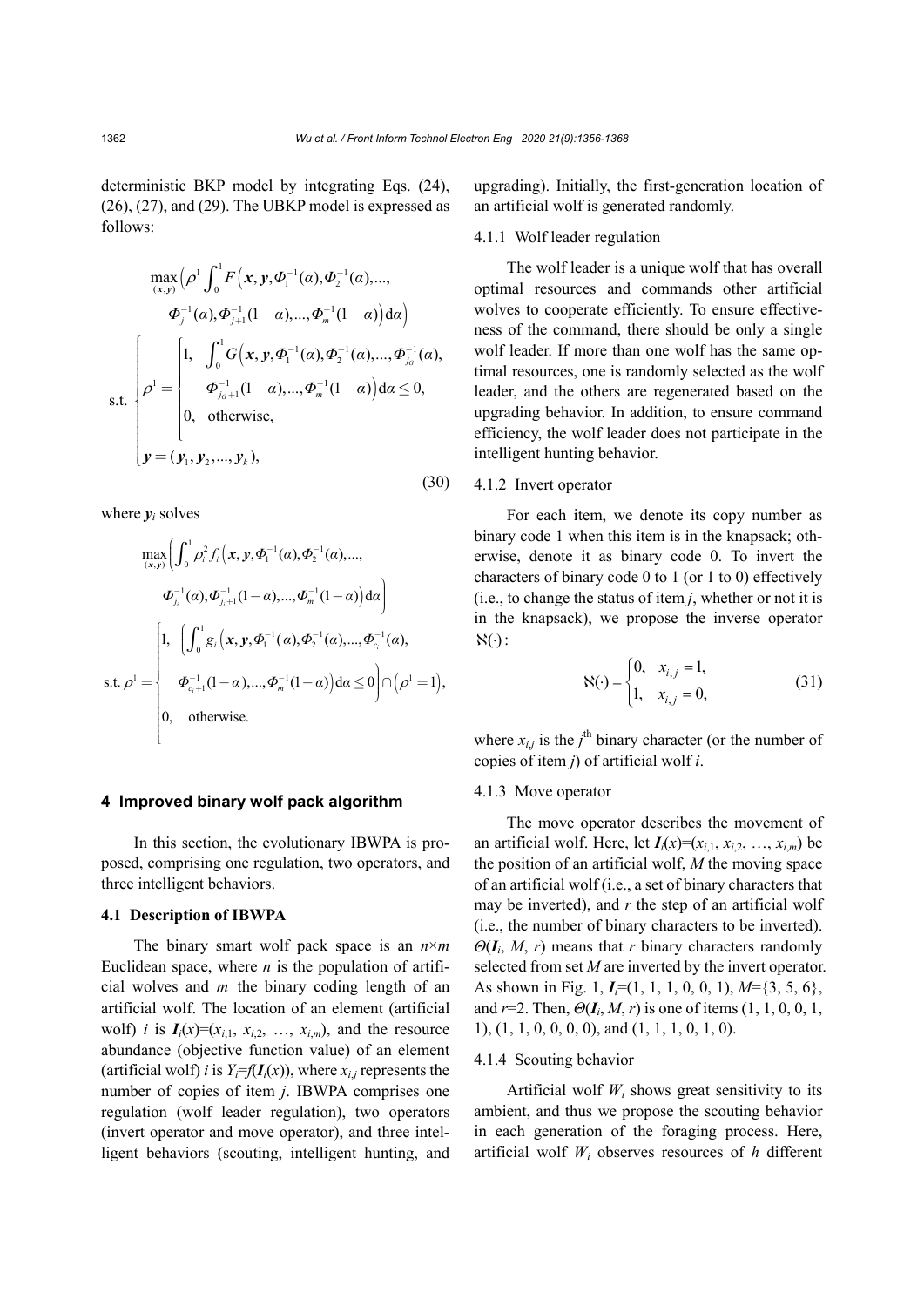deterministic BKP model by integrating Eqs. (24), (26), (27), and (29). The UBKP model is expressed as follows:

$$
\begin{aligned}
&\max_{(\boldsymbol{x},\boldsymbol{y})}\Big(\rho^1\int_0^1 F\big(\boldsymbol{x},\boldsymbol{y},\Phi_1^{-1}(\alpha),\Phi_2^{-1}(\alpha),...,\\
&\qquad\Phi_j^{-1}(\alpha),\Phi_{j+1}^{-1}(1-\alpha),...,\Phi_m^{-1}(1-\alpha)\big)\mathrm{d}\alpha\Big)\\
&\text{s.t.}\ \begin{cases}\rho^1=\begin{cases}1, & \displaystyle\int_0^1 G\big(\boldsymbol{x},\boldsymbol{y},\Phi_1^{-1}(\alpha),\Phi_2^{-1}(\alpha),...,\Phi_{j_G}^{-1}(\alpha),\\ & \quad\Phi_{j_G+1}^{-1}(1-\alpha),...,\Phi_m^{-1}(1-\alpha)\big)\mathrm{d}\alpha\le 0,\\ 0, & \text{otherwise},\end{cases}\\ \boldsymbol{y}=(\boldsymbol{y}_1,\boldsymbol{y}_2,...,\boldsymbol{y}_k),\end{cases}
\end{aligned}
\tag{30}
$$

where $\boldsymbol{y}_i$ solves

$$
\begin{aligned}
&\max_{(\boldsymbol{x},\boldsymbol{y})}\Big(\int_0^1 \rho_i^2 f_i\big(\boldsymbol{x},\boldsymbol{y},\Phi_1^{-1}(\alpha),\Phi_2^{-1}(\alpha),...,\\
&\qquad\Phi_{j_i}^{-1}(\alpha),\Phi_{j_i+1}^{-1}(1-\alpha),...,\Phi_m^{-1}(1-\alpha)\big)\mathrm{d}\alpha\Big)\\
&\text{s.t.}\ \rho^1=\begin{cases}1, & \Big(\displaystyle\int_0^1 g_i\big(\boldsymbol{x},\boldsymbol{y},\Phi_1^{-1}(\alpha),\Phi_2^{-1}(\alpha),...,\Phi_{c_i}^{-1}(\alpha),\\ & \quad\Phi_{c_i+1}^{-1}(1-\alpha),...,\Phi_m^{-1}(1-\alpha)\big)\mathrm{d}\alpha\le 0\Big)\cap\big(\rho^1=1\big),\\ 0, & \text{otherwise}.\end{cases}
\end{aligned}
$$

## 4 Improved binary wolf pack algorithm

In this section, the evolutionary IBWPA is proposed, comprising one regulation, two operators, and three intelligent behaviors.

### 4.1 Description of IBWPA

The binary smart wolf pack space is an $n\times m$ Euclidean space, where $n$ is the population of artificial wolves and $m$ the binary coding length of an artificial wolf. The location of an element (artificial wolf) $i$ is $\boldsymbol{I}_i(x)=(x_{i,1}, x_{i,2}, \ldots, x_{i,m})$, and the resource abundance (objective function value) of an element (artificial wolf) $i$ is $Y_i=f(\boldsymbol{I}_i(x))$, where $x_{i,j}$ represents the number of copies of item $j$. IBWPA comprises one regulation (wolf leader regulation), two operators (invert operator and move operator), and three intelligent behaviors (scouting, intelligent hunting, and upgrading). Initially, the first-generation location of an artificial wolf is generated randomly.

#### 4.1.1 Wolf leader regulation

The wolf leader is a unique wolf that has overall optimal resources and commands other artificial wolves to cooperate efficiently. To ensure effectiveness of the command, there should be only a single wolf leader. If more than one wolf has the same optimal resources, one is randomly selected as the wolf leader, and the others are regenerated based on the upgrading behavior. In addition, to ensure command efficiency, the wolf leader does not participate in the intelligent hunting behavior.

#### 4.1.2 Invert operator

For each item, we denote its copy number as binary code 1 when this item is in the knapsack; otherwise, denote it as binary code 0. To invert the characters of binary code 0 to 1 (or 1 to 0) effectively (i.e., to change the status of item $j$, whether or not it is in the knapsack), we propose the inverse operator $\aleph(\cdot)$:

$$
\aleph(\cdot)=\begin{cases}0, & x_{i,j}=1,\\ 1, & x_{i,j}=0,\end{cases}
\tag{31}
$$

where $x_{i,j}$ is the $j^{\text{th}}$ binary character (or the number of copies of item $j$) of artificial wolf $i$.

#### 4.1.3 Move operator

The move operator describes the movement of an artificial wolf. Here, let $\boldsymbol{I}_i(x)=(x_{i,1}, x_{i,2}, \ldots, x_{i,m})$ be the position of an artificial wolf, $M$ the moving space of an artificial wolf (i.e., a set of binary characters that may be inverted), and $r$ the step of an artificial wolf (i.e., the number of binary characters to be inverted). $\Theta(\boldsymbol{I}_i, M, r)$ means that $r$ binary characters randomly selected from set $M$ are inverted by the invert operator. As shown in Fig. 1, $\boldsymbol{I}_i$=(1, 1, 1, 0, 0, 1), $M$={3, 5, 6}, and $r$=2. Then, $\Theta(\boldsymbol{I}_i, M, r)$ is one of items (1, 1, 0, 0, 1, 1), (1, 1, 0, 0, 0, 0), and (1, 1, 1, 0, 1, 0).

#### 4.1.4 Scouting behavior

Artificial wolf $W_i$ shows great sensitivity to its ambient, and thus we propose the scouting behavior in each generation of the foraging process. Here, artificial wolf $W_i$ observes resources of $h$ different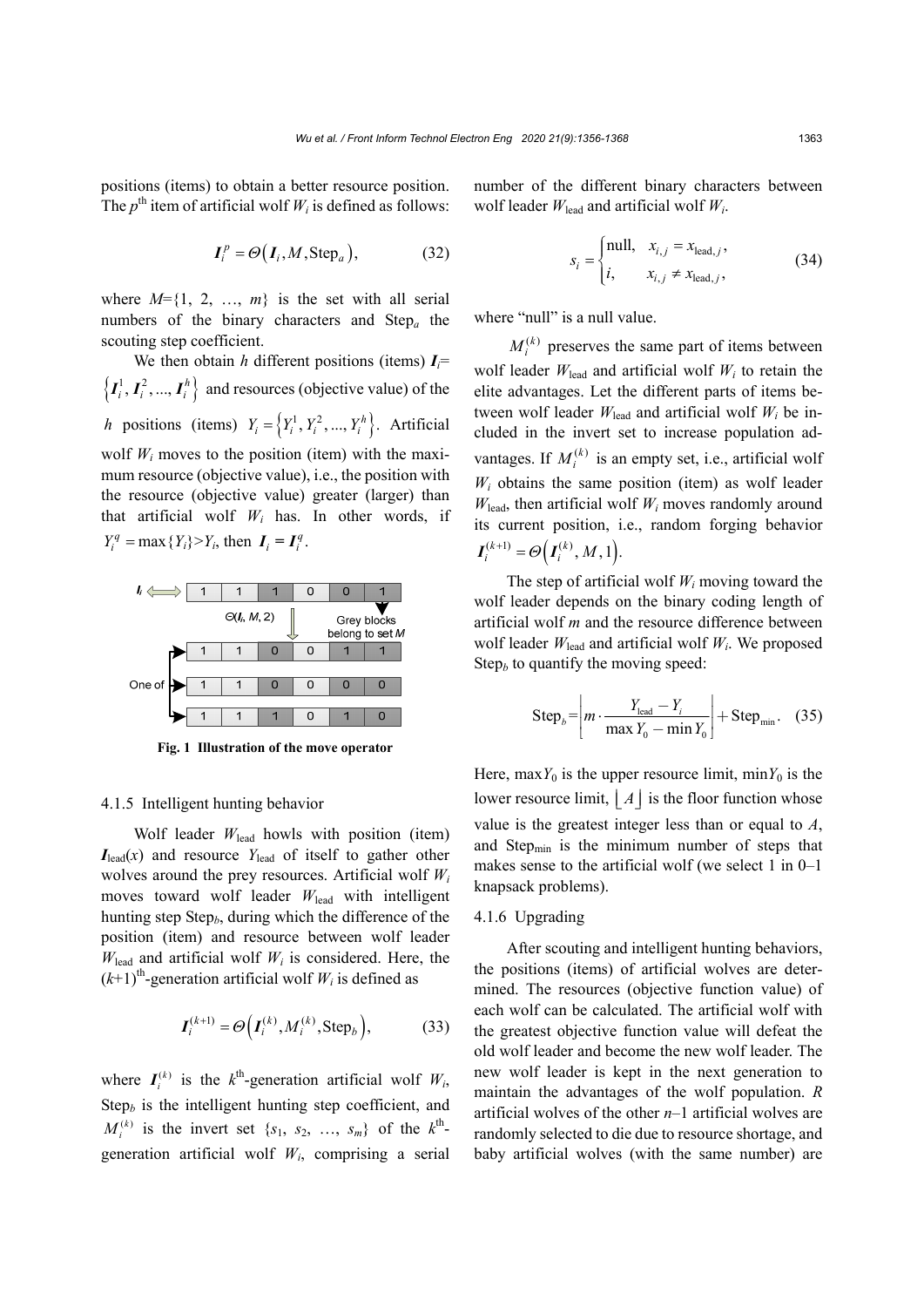positions (items) to obtain a better resource position. The $p^{\text{th}}$ item of artificial wolf $W_i$ is defined as follows:

$$\boldsymbol{I}_i^p = \Theta\left(\boldsymbol{I}_i, M, \text{Step}_a\right), \tag{32}$$

where $M=\{1, 2, \ldots, m\}$ is the set with all serial numbers of the binary characters and $\text{Step}_a$ the scouting step coefficient.

We then obtain $h$ different positions (items) $\boldsymbol{I}_i=\left\{\boldsymbol{I}_i^1, \boldsymbol{I}_i^2, \ldots, \boldsymbol{I}_i^h\right\}$ and resources (objective value) of the $h$ positions (items) $Y_i=\left\{Y_i^1, Y_i^2, \ldots, Y_i^h\right\}$. Artificial wolf $W_i$ moves to the position (item) with the maximum resource (objective value), i.e., the position with the resource (objective value) greater (larger) than that artificial wolf $W_i$ has. In other words, if $Y_i^q=\max\{Y_i\}>Y_i$, then $\boldsymbol{I}_i=\boldsymbol{I}_i^q$.

**Fig. 1 Illustration of the move operator**

#### 4.1.5 Intelligent hunting behavior

Wolf leader $W_{\text{lead}}$ howls with position (item) $\boldsymbol{I}_{\text{lead}}(x)$ and resource $Y_{\text{lead}}$ of itself to gather other wolves around the prey resources. Artificial wolf $W_i$ moves toward wolf leader $W_{\text{lead}}$ with intelligent hunting step $\text{Step}_b$, during which the difference of the position (item) and resource between wolf leader $W_{\text{lead}}$ and artificial wolf $W_i$ is considered. Here, the $(k+1)^{\text{th}}$-generation artificial wolf $W_i$ is defined as

$$\boldsymbol{I}_i^{(k+1)} = \Theta\left(\boldsymbol{I}_i^{(k)}, M_i^{(k)}, \text{Step}_b\right), \tag{33}$$

where $\boldsymbol{I}_i^{(k)}$ is the $k^{\text{th}}$-generation artificial wolf $W_i$, $\text{Step}_b$ is the intelligent hunting step coefficient, and $M_i^{(k)}$ is the invert set $\{s_1, s_2, \ldots, s_m\}$ of the $k^{\text{th}}$-generation artificial wolf $W_i$, comprising a serial number of the different binary characters between wolf leader $W_{\text{lead}}$ and artificial wolf $W_i$.

$$s_i = \begin{cases} \text{null}, & x_{i,j} = x_{\text{lead},j}, \\ i, & x_{i,j} \neq x_{\text{lead},j}, \end{cases} \tag{34}$$

where "null" is a null value.

$M_i^{(k)}$ preserves the same part of items between wolf leader $W_{\text{lead}}$ and artificial wolf $W_i$ to retain the elite advantages. Let the different parts of items between wolf leader $W_{\text{lead}}$ and artificial wolf $W_i$ be included in the invert set to increase population advantages. If $M_i^{(k)}$ is an empty set, i.e., artificial wolf $W_i$ obtains the same position (item) as wolf leader $W_{\text{lead}}$, then artificial wolf $W_i$ moves randomly around its current position, i.e., random forging behavior $\boldsymbol{I}_i^{(k+1)}=\Theta\left(\boldsymbol{I}_i^{(k)}, M, 1\right)$.

The step of artificial wolf $W_i$ moving toward the wolf leader depends on the binary coding length of artificial wolf $m$ and the resource difference between wolf leader $W_{\text{lead}}$ and artificial wolf $W_i$. We proposed $\text{Step}_b$ to quantify the moving speed:

$$\text{Step}_b = \left\lfloor m \cdot \frac{Y_{\text{lead}} - Y_i}{\max Y_0 - \min Y_0} \right\rfloor + \text{Step}_{\min}. \tag{35}$$

Here, $\max Y_0$ is the upper resource limit, $\min Y_0$ is the lower resource limit, $\lfloor A \rfloor$ is the floor function whose value is the greatest integer less than or equal to $A$, and $\text{Step}_{\min}$ is the minimum number of steps that makes sense to the artificial wolf (we select 1 in 0–1 knapsack problems).

#### 4.1.6 Upgrading

After scouting and intelligent hunting behaviors, the positions (items) of artificial wolves are determined. The resources (objective function value) of each wolf can be calculated. The artificial wolf with the greatest objective function value will defeat the old wolf leader and become the new wolf leader. The new wolf leader is kept in the next generation to maintain the advantages of the wolf population. $R$ artificial wolves of the other $n$–1 artificial wolves are randomly selected to die due to resource shortage, and baby artificial wolves (with the same number) are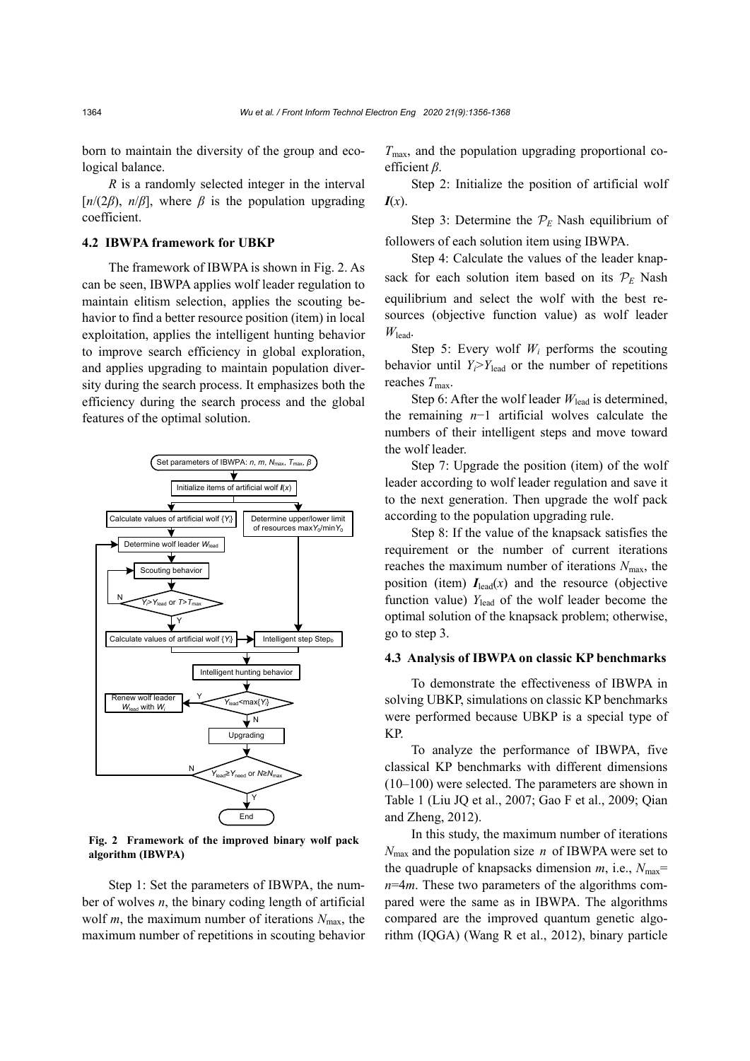born to maintain the diversity of the group and ecological balance.

$R$ is a randomly selected integer in the interval $[n/(2\beta),\ n/\beta]$, where $\beta$ is the population upgrading coefficient.

### 4.2 IBWPA framework for UBKP

The framework of IBWPA is shown in Fig. 2. As can be seen, IBWPA applies wolf leader regulation to maintain elitism selection, applies the scouting behavior to find a better resource position (item) in local exploitation, applies the intelligent hunting behavior to improve search efficiency in global exploration, and applies upgrading to maintain population diversity during the search process. It emphasizes both the efficiency during the search process and the global features of the optimal solution.

**Fig. 2 Framework of the improved binary wolf pack algorithm (IBWPA)**

Step 1: Set the parameters of IBWPA, the number of wolves $n$, the binary coding length of artificial wolf $m$, the maximum number of iterations $N_{\max}$, the maximum number of repetitions in scouting behavior $T_{\max}$, and the population upgrading proportional coefficient $\beta$.

Step 2: Initialize the position of artificial wolf $\boldsymbol{I}(x)$.

Step 3: Determine the $\mathcal{P}_E$ Nash equilibrium of followers of each solution item using IBWPA.

Step 4: Calculate the values of the leader knapsack for each solution item based on its $\mathcal{P}_E$ Nash equilibrium and select the wolf with the best resources (objective function value) as wolf leader $W_{\text{lead}}$.

Step 5: Every wolf $W_i$ performs the scouting behavior until $Y_i > Y_{\text{lead}}$ or the number of repetitions reaches $T_{\max}$.

Step 6: After the wolf leader $W_{\text{lead}}$ is determined, the remaining $n-1$ artificial wolves calculate the numbers of their intelligent steps and move toward the wolf leader.

Step 7: Upgrade the position (item) of the wolf leader according to wolf leader regulation and save it to the next generation. Then upgrade the wolf pack according to the population upgrading rule.

Step 8: If the value of the knapsack satisfies the requirement or the number of current iterations reaches the maximum number of iterations $N_{\max}$, the position (item) $\boldsymbol{I}_{\text{lead}}(x)$ and the resource (objective function value) $Y_{\text{lead}}$ of the wolf leader become the optimal solution of the knapsack problem; otherwise, go to step 3.

### 4.3 Analysis of IBWPA on classic KP benchmarks

To demonstrate the effectiveness of IBWPA in solving UBKP, simulations on classic KP benchmarks were performed because UBKP is a special type of KP.

To analyze the performance of IBWPA, five classical KP benchmarks with different dimensions (10–100) were selected. The parameters are shown in Table 1 (Liu JQ et al., 2007; Gao F et al., 2009; Qian and Zheng, 2012).

In this study, the maximum number of iterations $N_{\max}$ and the population size $n$ of IBWPA were set to the quadruple of knapsacks dimension $m$, i.e., $N_{\max}=n=4m$. These two parameters of the algorithms compared were the same as in IBWPA. The algorithms compared are the improved quantum genetic algorithm (IQGA) (Wang R et al., 2012), binary particle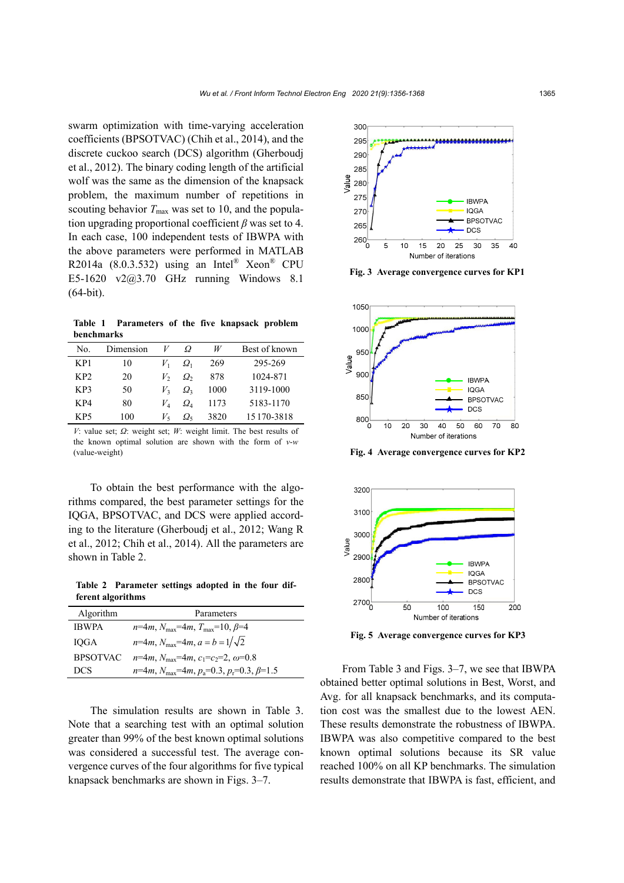swarm optimization with time-varying acceleration coefficients (BPSOTVAC) (Chih et al., 2014), and the discrete cuckoo search (DCS) algorithm (Gherboudj et al., 2012). The binary coding length of the artificial wolf was the same as the dimension of the knapsack problem, the maximum number of repetitions in scouting behavior $T_{\max}$ was set to 10, and the population upgrading proportional coefficient $\beta$ was set to 4. In each case, 100 independent tests of IBWPA with the above parameters were performed in MATLAB R2014a (8.0.3.532) using an Intel® Xeon® CPU E5-1620 v2@3.70 GHz running Windows 8.1 (64-bit).

**Table 1 Parameters of the five knapsack problem benchmarks**

| No. | Dimension | $V$ | $\Omega$ | $W$ | Best of known |
|---|---|---|---|---|---|
| KP1 | 10 | $V_1$ | $\Omega_1$ | 269 | 295-269 |
| KP2 | 20 | $V_2$ | $\Omega_2$ | 878 | 1024-871 |
| KP3 | 50 | $V_3$ | $\Omega_3$ | 1000 | 3119-1000 |
| KP4 | 80 | $V_4$ | $\Omega_4$ | 1173 | 5183-1170 |
| KP5 | 100 | $V_5$ | $\Omega_5$ | 3820 | 15 170-3818 |

$V$: value set; $\Omega$: weight set; $W$: weight limit. The best results of the known optimal solution are shown with the form of $v$-$w$ (value-weight)

To obtain the best performance with the algorithms compared, the best parameter settings for the IQGA, BPSOTVAC, and DCS were applied according to the literature (Gherboudj et al., 2012; Wang R et al., 2012; Chih et al., 2014). All the parameters are shown in Table 2.

**Table 2 Parameter settings adopted in the four different algorithms**

| Algorithm | Parameters |
|---|---|
| IBWPA | $n$=4$m$, $N_{\max}$=4$m$, $T_{\max}$=10, $\beta$=4 |
| IQGA | $n$=4$m$, $N_{\max}$=4$m$, $a=b=1/\sqrt{2}$ |
| BPSOTVAC | $n$=4$m$, $N_{\max}$=4$m$, $c_1$=$c_2$=2, $\omega$=0.8 |
| DCS | $n$=4$m$, $N_{\max}$=4$m$, $p_a$=0.3, $p_r$=0.3, $\beta$=1.5 |

The simulation results are shown in Table 3. Note that a searching test with an optimal solution greater than 99% of the best known optimal solutions was considered a successful test. The average convergence curves of the four algorithms for five typical knapsack benchmarks are shown in Figs. 3–7.

**Fig. 3 Average convergence curves for KP1**

**Fig. 4 Average convergence curves for KP2**

**Fig. 5 Average convergence curves for KP3**

From Table 3 and Figs. 3–7, we see that IBWPA obtained better optimal solutions in Best, Worst, and Avg. for all knapsack benchmarks, and its computation cost was the smallest due to the lowest AEN. These results demonstrate the robustness of IBWPA. IBWPA was also competitive compared to the best known optimal solutions because its SR value reached 100% on all KP benchmarks. The simulation results demonstrate that IBWPA is fast, efficient, and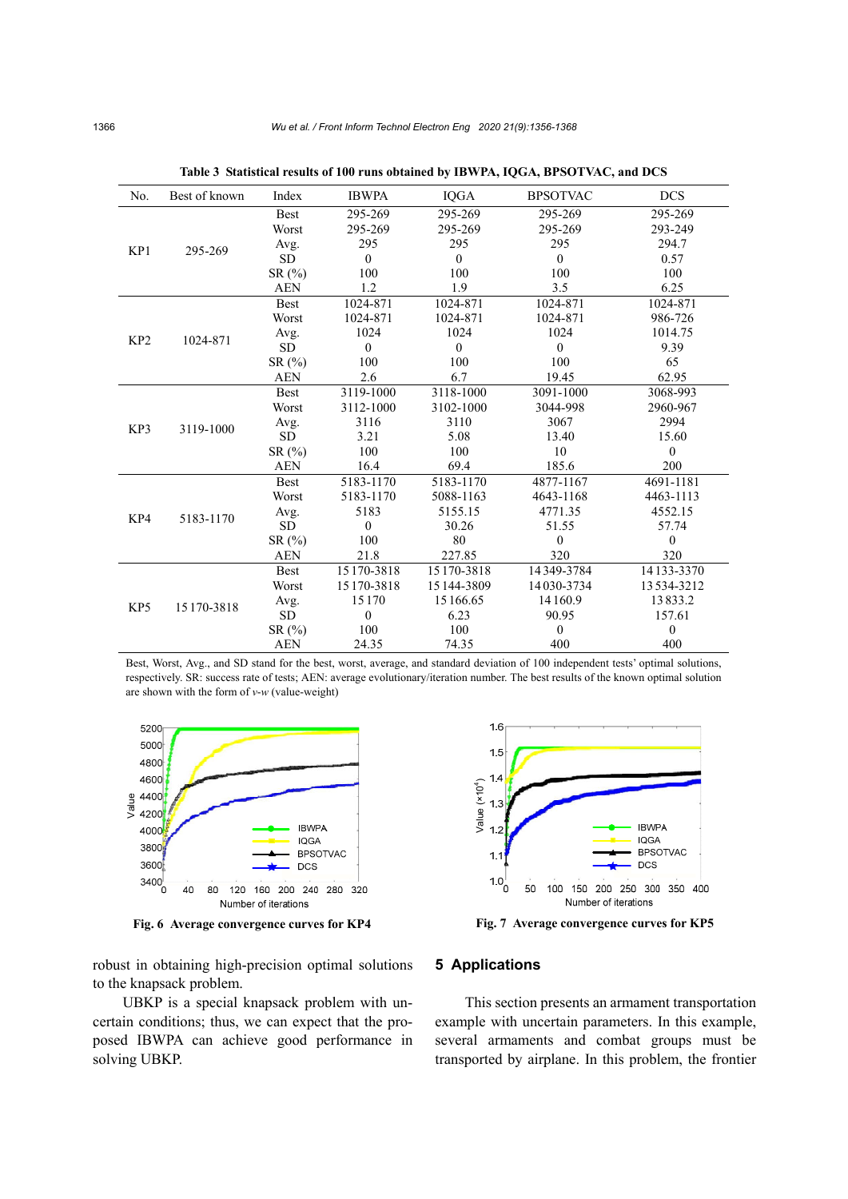**Table 3 Statistical results of 100 runs obtained by IBWPA, IQGA, BPSOTVAC, and DCS**

| No. | Best of known | Index | IBWPA | IQGA | BPSOTVAC | DCS |
|---|---|---|---|---|---|---|
| KP1 | 295-269 | Best | 295-269 | 295-269 | 295-269 | 295-269 |
| | | Worst | 295-269 | 295-269 | 295-269 | 293-249 |
| | | Avg. | 295 | 295 | 295 | 294.7 |
| | | SD | 0 | 0 | 0 | 0.57 |
| | | SR (%) | 100 | 100 | 100 | 100 |
| | | AEN | 1.2 | 1.9 | 3.5 | 6.25 |
| KP2 | 1024-871 | Best | 1024-871 | 1024-871 | 1024-871 | 1024-871 |
| | | Worst | 1024-871 | 1024-871 | 1024-871 | 986-726 |
| | | Avg. | 1024 | 1024 | 1024 | 1014.75 |
| | | SD | 0 | 0 | 0 | 9.39 |
| | | SR (%) | 100 | 100 | 100 | 65 |
| | | AEN | 2.6 | 6.7 | 19.45 | 62.95 |
| KP3 | 3119-1000 | Best | 3119-1000 | 3118-1000 | 3091-1000 | 3068-993 |
| | | Worst | 3112-1000 | 3102-1000 | 3044-998 | 2960-967 |
| | | Avg. | 3116 | 3110 | 3067 | 2994 |
| | | SD | 3.21 | 5.08 | 13.40 | 15.60 |
| | | SR (%) | 100 | 100 | 10 | 0 |
| | | AEN | 16.4 | 69.4 | 185.6 | 200 |
| KP4 | 5183-1170 | Best | 5183-1170 | 5183-1170 | 4877-1167 | 4691-1181 |
| | | Worst | 5183-1170 | 5088-1163 | 4643-1168 | 4463-1113 |
| | | Avg. | 5183 | 5155.15 | 4771.35 | 4552.15 |
| | | SD | 0 | 30.26 | 51.55 | 57.74 |
| | | SR (%) | 100 | 80 | 0 | 0 |
| | | AEN | 21.8 | 227.85 | 320 | 320 |
| KP5 | 15 170-3818 | Best | 15 170-3818 | 15 170-3818 | 14 349-3784 | 14 133-3370 |
| | | Worst | 15 170-3818 | 15 144-3809 | 14 030-3734 | 13 534-3212 |
| | | Avg. | 15 170 | 15 166.65 | 14 160.9 | 13 833.2 |
| | | SD | 0 | 6.23 | 90.95 | 157.61 |
| | | SR (%) | 100 | 100 | 0 | 0 |
| | | AEN | 24.35 | 74.35 | 400 | 400 |

Best, Worst, Avg., and SD stand for the best, worst, average, and standard deviation of 100 independent tests' optimal solutions, respectively. SR: success rate of tests; AEN: average evolutionary/iteration number. The best results of the known optimal solution are shown with the form of *v*-*w* (value-weight)

**Fig. 6 Average convergence curves for KP4**

**Fig. 7 Average convergence curves for KP5**

robust in obtaining high-precision optimal solutions to the knapsack problem.

UBKP is a special knapsack problem with uncertain conditions; thus, we can expect that the proposed IBWPA can achieve good performance in solving UBKP.

## 5 Applications

This section presents an armament transportation example with uncertain parameters. In this example, several armaments and combat groups must be transported by airplane. In this problem, the frontier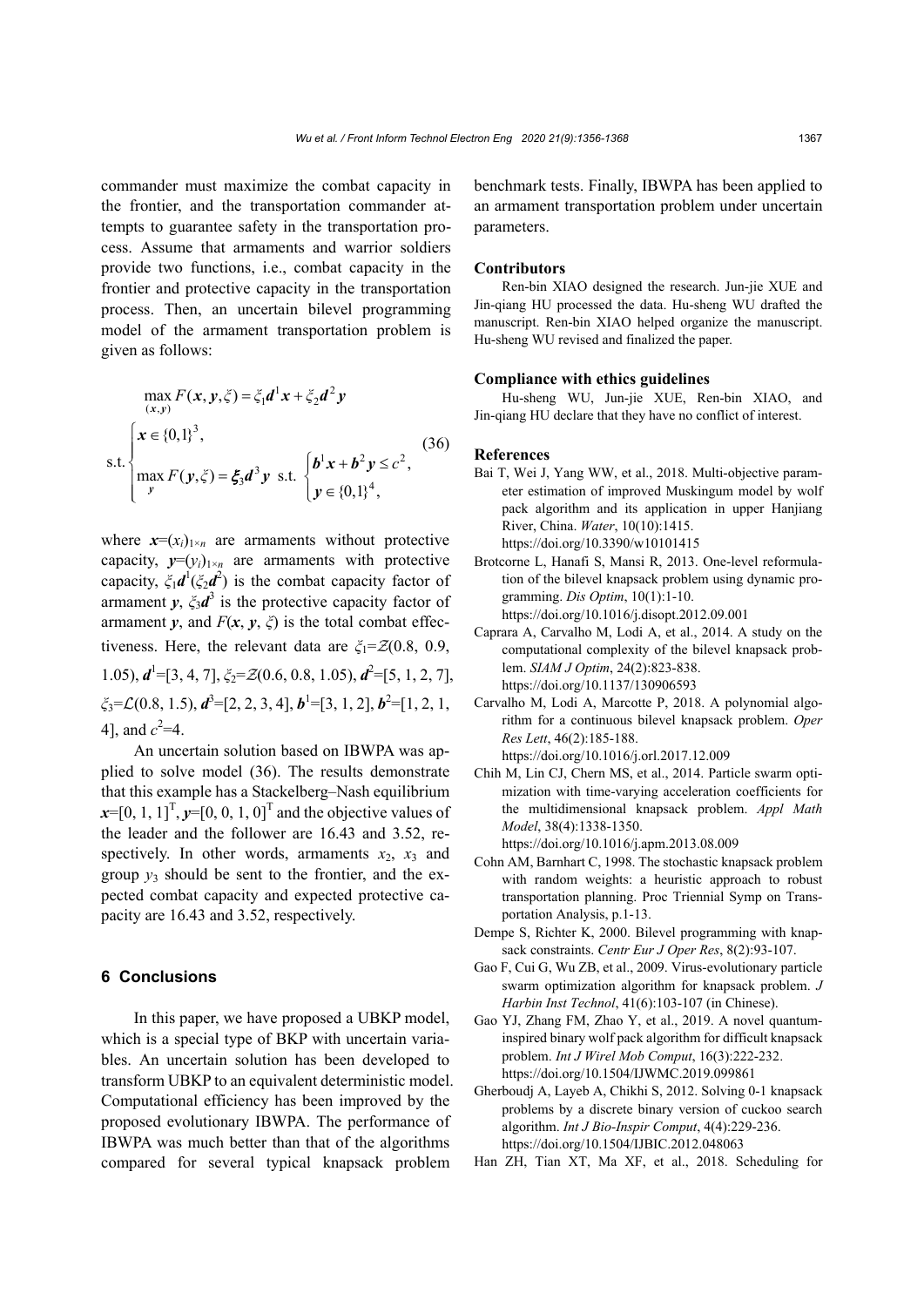commander must maximize the combat capacity in the frontier, and the transportation commander attempts to guarantee safety in the transportation process. Assume that armaments and warrior soldiers provide two functions, i.e., combat capacity in the frontier and protective capacity in the transportation process. Then, an uncertain bilevel programming model of the armament transportation problem is given as follows:

$$\max_{(\boldsymbol{x},\boldsymbol{y})} F(\boldsymbol{x},\boldsymbol{y},\xi)=\xi_1\boldsymbol{d}^1\boldsymbol{x}+\xi_2\boldsymbol{d}^2\boldsymbol{y}$$

$$\text{s.t.}\begin{cases}\boldsymbol{x}\in\{0,1\}^3,\\ \max\limits_{\boldsymbol{y}} F(\boldsymbol{y},\xi)=\boldsymbol{\xi}_3\boldsymbol{d}^3\boldsymbol{y}\ \text{ s.t. }\begin{cases}\boldsymbol{b}^1\boldsymbol{x}+\boldsymbol{b}^2\boldsymbol{y}\le c^2,\\ \boldsymbol{y}\in\{0,1\}^4,\end{cases}\end{cases}\tag{36}$$

where $\boldsymbol{x}=(x_i)_{1\times n}$ are armaments without protective capacity, $\boldsymbol{y}=(y_i)_{1\times n}$ are armaments with protective capacity, $\xi_1\boldsymbol{d}^1(\xi_2\boldsymbol{d}^2)$ is the combat capacity factor of armament $\boldsymbol{y}$, $\xi_3\boldsymbol{d}^3$ is the protective capacity factor of armament $\boldsymbol{y}$, and $F(\boldsymbol{x}, \boldsymbol{y}, \xi)$ is the total combat effectiveness. Here, the relevant data are $\xi_1=\mathcal{Z}(0.8, 0.9, 1.05)$, $\boldsymbol{d}^1=[3, 4, 7]$, $\xi_2=\mathcal{Z}(0.6, 0.8, 1.05)$, $\boldsymbol{d}^2=[5, 1, 2, 7]$, $\xi_3=\mathcal{L}(0.8, 1.5)$, $\boldsymbol{d}^3=[2, 2, 3, 4]$, $\boldsymbol{b}^1=[3, 1, 2]$, $\boldsymbol{b}^2=[1, 2, 1, 4]$, and $c^2=4$.

An uncertain solution based on IBWPA was applied to solve model (36). The results demonstrate that this example has a Stackelberg–Nash equilibrium $\boldsymbol{x}=[0, 1, 1]^{\mathrm{T}}$, $\boldsymbol{y}=[0, 0, 1, 0]^{\mathrm{T}}$ and the objective values of the leader and the follower are 16.43 and 3.52, respectively. In other words, armaments $x_2$, $x_3$ and group $y_3$ should be sent to the frontier, and the expected combat capacity and expected protective capacity are 16.43 and 3.52, respectively.

## 6 Conclusions

In this paper, we have proposed a UBKP model, which is a special type of BKP with uncertain variables. An uncertain solution has been developed to transform UBKP to an equivalent deterministic model. Computational efficiency has been improved by the proposed evolutionary IBWPA. The performance of IBWPA was much better than that of the algorithms compared for several typical knapsack problem benchmark tests. Finally, IBWPA has been applied to an armament transportation problem under uncertain parameters.

### Contributors

Ren-bin XIAO designed the research. Jun-jie XUE and Jin-qiang HU processed the data. Hu-sheng WU drafted the manuscript. Ren-bin XIAO helped organize the manuscript. Hu-sheng WU revised and finalized the paper.

### Compliance with ethics guidelines

Hu-sheng WU, Jun-jie XUE, Ren-bin XIAO, and Jin-qiang HU declare that they have no conflict of interest.

### References

Bai T, Wei J, Yang WW, et al., 2018. Multi-objective parameter estimation of improved Muskingum model by wolf pack algorithm and its application in upper Hanjiang River, China. *Water*, 10(10):1415. https://doi.org/10.3390/w10101415

Brotcorne L, Hanafi S, Mansi R, 2013. One-level reformulation of the bilevel knapsack problem using dynamic programming. *Dis Optim*, 10(1):1-10. https://doi.org/10.1016/j.disopt.2012.09.001

Caprara A, Carvalho M, Lodi A, et al., 2014. A study on the computational complexity of the bilevel knapsack problem. *SIAM J Optim*, 24(2):823-838. https://doi.org/10.1137/130906593

Carvalho M, Lodi A, Marcotte P, 2018. A polynomial algorithm for a continuous bilevel knapsack problem. *Oper Res Lett*, 46(2):185-188. https://doi.org/10.1016/j.orl.2017.12.009

Chih M, Lin CJ, Chern MS, et al., 2014. Particle swarm optimization with time-varying acceleration coefficients for the multidimensional knapsack problem. *Appl Math Model*, 38(4):1338-1350. https://doi.org/10.1016/j.apm.2013.08.009

Cohn AM, Barnhart C, 1998. The stochastic knapsack problem with random weights: a heuristic approach to robust transportation planning. Proc Triennial Symp on Transportation Analysis, p.1-13.

Dempe S, Richter K, 2000. Bilevel programming with knapsack constraints. *Centr Eur J Oper Res*, 8(2):93-107.

Gao F, Cui G, Wu ZB, et al., 2009. Virus-evolutionary particle swarm optimization algorithm for knapsack problem. *J Harbin Inst Technol*, 41(6):103-107 (in Chinese).

Gao YJ, Zhang FM, Zhao Y, et al., 2019. A novel quantum-inspired binary wolf pack algorithm for difficult knapsack problem. *Int J Wirel Mob Comput*, 16(3):222-232. https://doi.org/10.1504/IJWMC.2019.099861

Gherboudj A, Layeb A, Chikhi S, 2012. Solving 0-1 knapsack problems by a discrete binary version of cuckoo search algorithm. *Int J Bio-Inspir Comput*, 4(4):229-236. https://doi.org/10.1504/IJBIC.2012.048063

Han ZH, Tian XT, Ma XF, et al., 2018. Scheduling for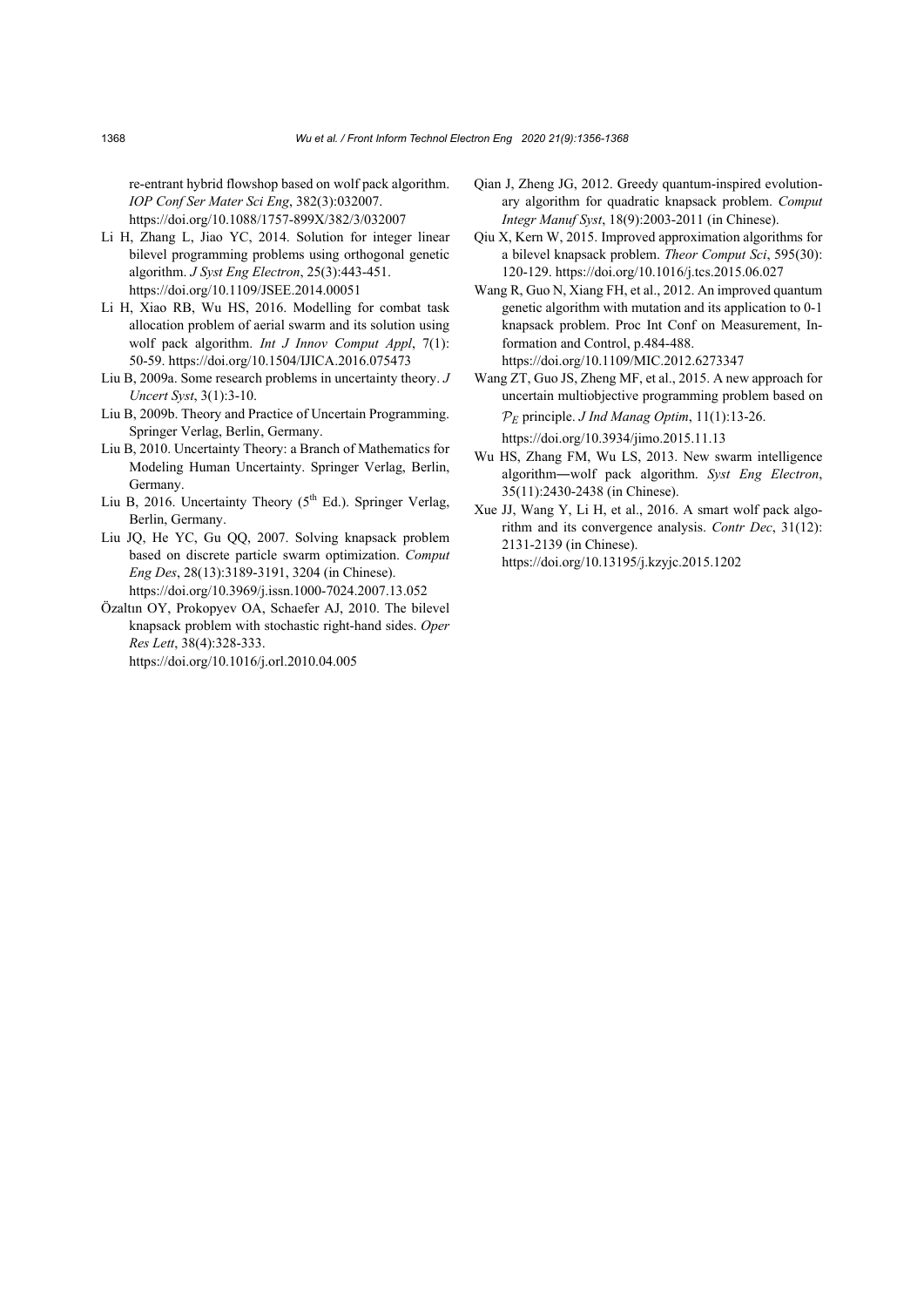re-entrant hybrid flowshop based on wolf pack algorithm. *IOP Conf Ser Mater Sci Eng*, 382(3):032007. https://doi.org/10.1088/1757-899X/382/3/032007

Li H, Zhang L, Jiao YC, 2014. Solution for integer linear bilevel programming problems using orthogonal genetic algorithm. *J Syst Eng Electron*, 25(3):443-451. https://doi.org/10.1109/JSEE.2014.00051

Li H, Xiao RB, Wu HS, 2016. Modelling for combat task allocation problem of aerial swarm and its solution using wolf pack algorithm. *Int J Innov Comput Appl*, 7(1): 50-59. https://doi.org/10.1504/IJICA.2016.075473

Liu B, 2009a. Some research problems in uncertainty theory. *J Uncert Syst*, 3(1):3-10.

Liu B, 2009b. Theory and Practice of Uncertain Programming. Springer Verlag, Berlin, Germany.

Liu B, 2010. Uncertainty Theory: a Branch of Mathematics for Modeling Human Uncertainty. Springer Verlag, Berlin, Germany.

Liu B, 2016. Uncertainty Theory (5th Ed.). Springer Verlag, Berlin, Germany.

Liu JQ, He YC, Gu QQ, 2007. Solving knapsack problem based on discrete particle swarm optimization. *Comput Eng Des*, 28(13):3189-3191, 3204 (in Chinese). https://doi.org/10.3969/j.issn.1000-7024.2007.13.052

Özaltın OY, Prokopyev OA, Schaefer AJ, 2010. The bilevel knapsack problem with stochastic right-hand sides. *Oper Res Lett*, 38(4):328-333. https://doi.org/10.1016/j.orl.2010.04.005

Qian J, Zheng JG, 2012. Greedy quantum-inspired evolutionary algorithm for quadratic knapsack problem. *Comput Integr Manuf Syst*, 18(9):2003-2011 (in Chinese).

Qiu X, Kern W, 2015. Improved approximation algorithms for a bilevel knapsack problem. *Theor Comput Sci*, 595(30): 120-129. https://doi.org/10.1016/j.tcs.2015.06.027

Wang R, Guo N, Xiang FH, et al., 2012. An improved quantum genetic algorithm with mutation and its application to 0-1 knapsack problem. Proc Int Conf on Measurement, Information and Control, p.484-488. https://doi.org/10.1109/MIC.2012.6273347

Wang ZT, Guo JS, Zheng MF, et al., 2015. A new approach for uncertain multiobjective programming problem based on $\mathcal{P}_E$ principle. *J Ind Manag Optim*, 11(1):13-26. https://doi.org/10.3934/jimo.2015.11.13

Wu HS, Zhang FM, Wu LS, 2013. New swarm intelligence algorithm—wolf pack algorithm. *Syst Eng Electron*, 35(11):2430-2438 (in Chinese).

Xue JJ, Wang Y, Li H, et al., 2016. A smart wolf pack algorithm and its convergence analysis. *Contr Dec*, 31(12): 2131-2139 (in Chinese). https://doi.org/10.13195/j.kzyjc.2015.1202